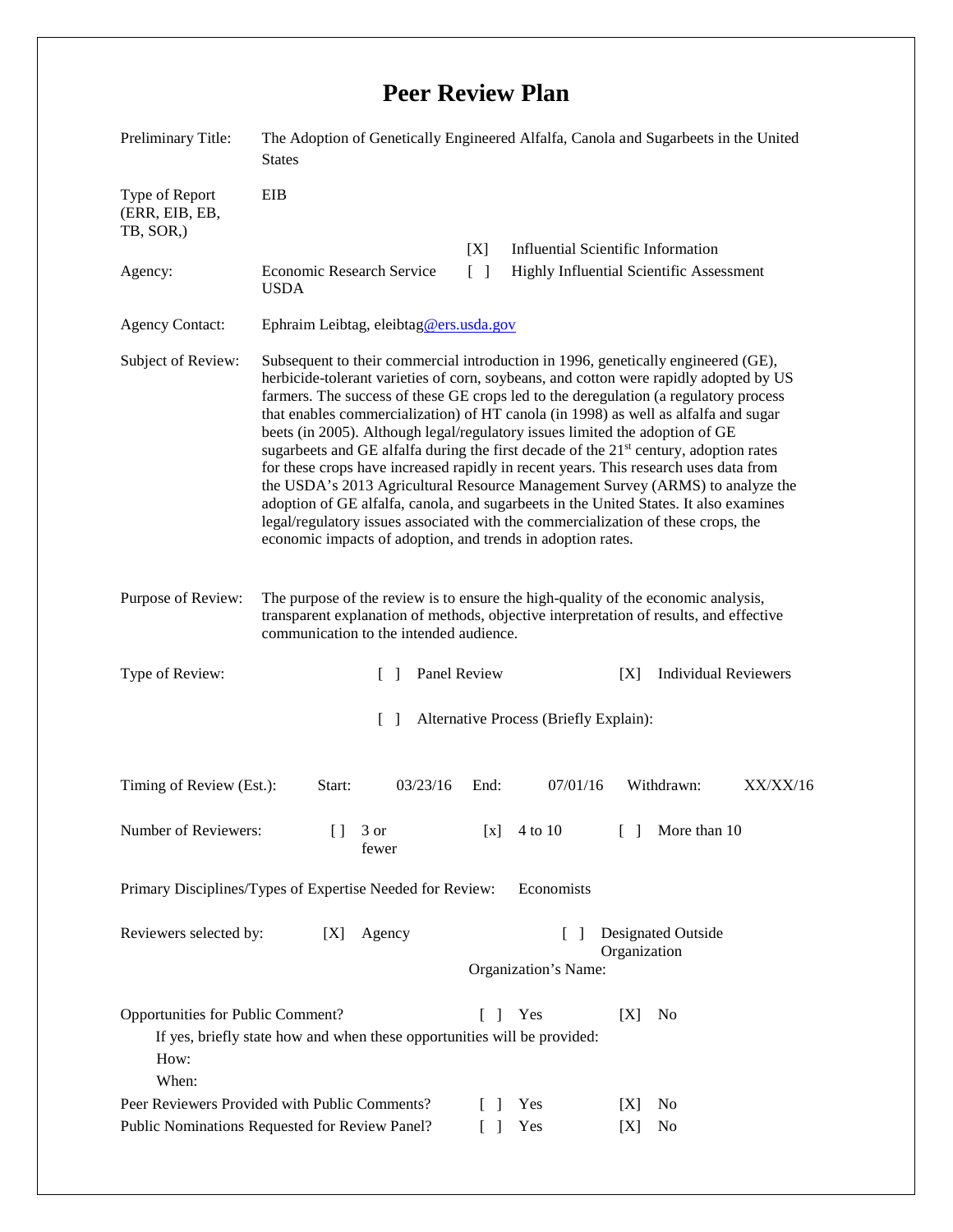# Peer Review Plan

| | |
|---|---|
| Preliminary Title: | The Adoption of Genetically Engineered Alfalfa, Canola and Sugarbeets in the United States |
| Type of Report (ERR, EIB, EB, TB, SOR,) | EIB |
| Agency: | Economic Research Service USDA |
| | [X] Influential Scientific Information |
| | [ ] Highly Influential Scientific Assessment |
| Agency Contact: | Ephraim Leibtag, eleibtag@ers.usda.gov |
| Subject of Review: | Subsequent to their commercial introduction in 1996, genetically engineered (GE), herbicide-tolerant varieties of corn, soybeans, and cotton were rapidly adopted by US farmers. The success of these GE crops led to the deregulation (a regulatory process that enables commercialization) of HT canola (in 1998) as well as alfalfa and sugar beets (in 2005). Although legal/regulatory issues limited the adoption of GE sugarbeets and GE alfalfa during the first decade of the 21st century, adoption rates for these crops have increased rapidly in recent years. This research uses data from the USDA's 2013 Agricultural Resource Management Survey (ARMS) to analyze the adoption of GE alfalfa, canola, and sugarbeets in the United States. It also examines legal/regulatory issues associated with the commercialization of these crops, the economic impacts of adoption, and trends in adoption rates. |
| Purpose of Review: | The purpose of the review is to ensure the high-quality of the economic analysis, transparent explanation of methods, objective interpretation of results, and effective communication to the intended audience. |

Type of Review: [ ] Panel Review [X] Individual Reviewers

[ ] Alternative Process (Briefly Explain):

Timing of Review (Est.): Start: 03/23/16 End: 07/01/16 Withdrawn: XX/XX/16

Number of Reviewers: [ ] 3 or fewer [x] 4 to 10 [ ] More than 10

Primary Disciplines/Types of Expertise Needed for Review: Economists

Reviewers selected by: [X] Agency [ ] Designated Outside Organization

Organization's Name:

Opportunities for Public Comment? [ ] Yes [X] No

If yes, briefly state how and when these opportunities will be provided:

How:

When:

Peer Reviewers Provided with Public Comments? [ ] Yes [X] No

Public Nominations Requested for Review Panel? [ ] Yes [X] No